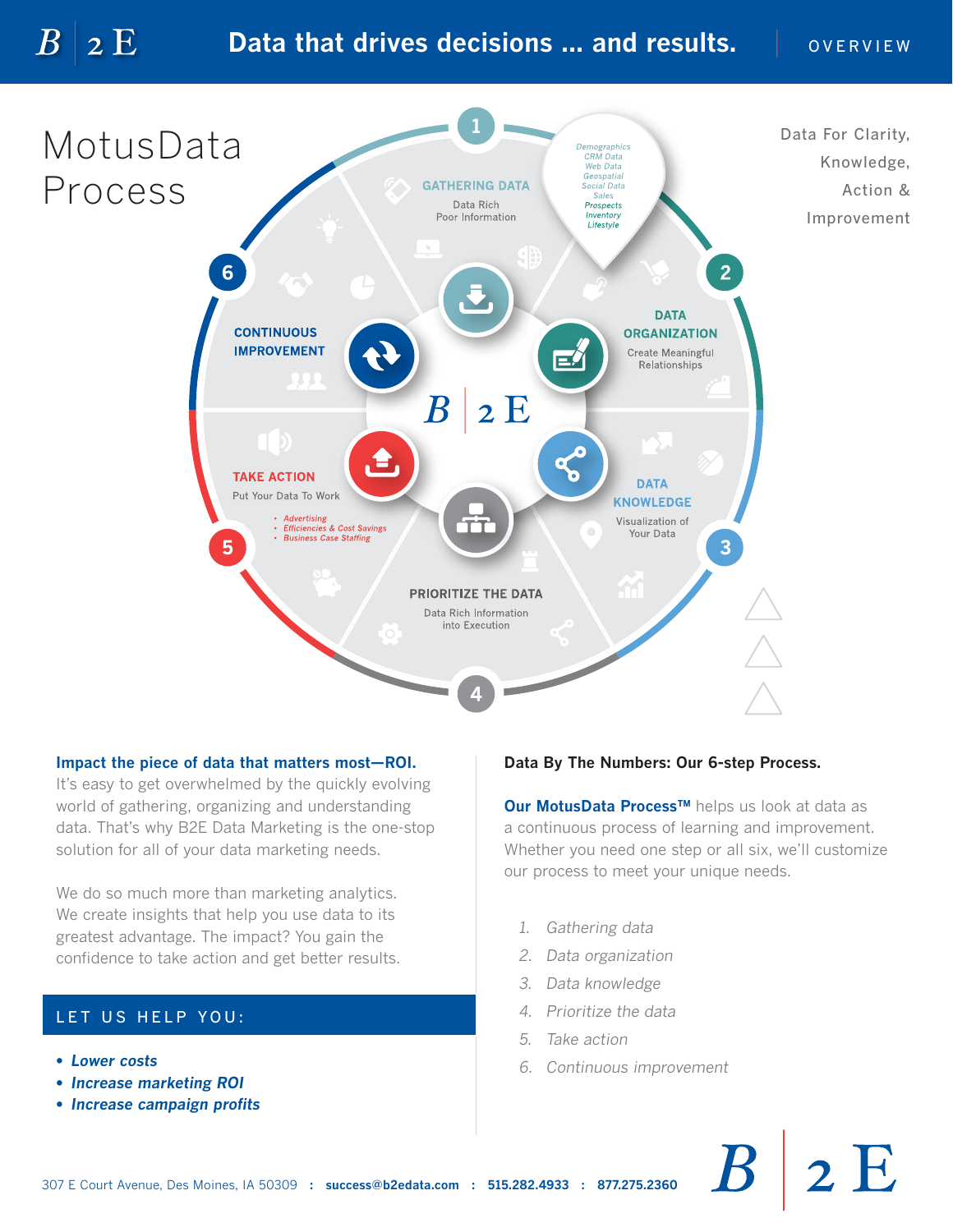Data that drives decisions ... and results. | OVERVIEW

# MotusData Process

Data For Clarity, Knowledge, Action & Improvement

**1 GATHERING DATA**
Data Rich
Poor Information

*Demographics*
*CRM Data*
*Web Data*
*Geospatial*
*Social Data*
*Sales*
*Prospects*
*Inventory*
*Lifestyle*

**2 DATA ORGANIZATION**
Create Meaningful Relationships

**3 DATA KNOWLEDGE**
Visualization of Your Data

**4 PRIORITIZE THE DATA**
Data Rich Information into Execution

**5 TAKE ACTION**
Put Your Data To Work

- *Advertising*
- *Efficiencies & Cost Savings*
- *Business Case Staffing*

**6 CONTINUOUS IMPROVEMENT**

B2E

## Impact the piece of data that matters most—ROI.

It's easy to get overwhelmed by the quickly evolving world of gathering, organizing and understanding data. That's why B2E Data Marketing is the one-stop solution for all of your data marketing needs.

We do so much more than marketing analytics. We create insights that help you use data to its greatest advantage. The impact? You gain the confidence to take action and get better results.

## LET US HELP YOU:

- ***Lower costs***
- ***Increase marketing ROI***
- ***Increase campaign profits***

## Data By The Numbers: Our 6-step Process.

**Our MotusData Process™** helps us look at data as a continuous process of learning and improvement. Whether you need one step or all six, we'll customize our process to meet your unique needs.

1. *Gathering data*
2. *Data organization*
3. *Data knowledge*
4. *Prioritize the data*
5. *Take action*
6. *Continuous improvement*

307 E Court Avenue, Des Moines, IA 50309 : **success@b2edata.com** : **515.282.4933** : **877.275.2360**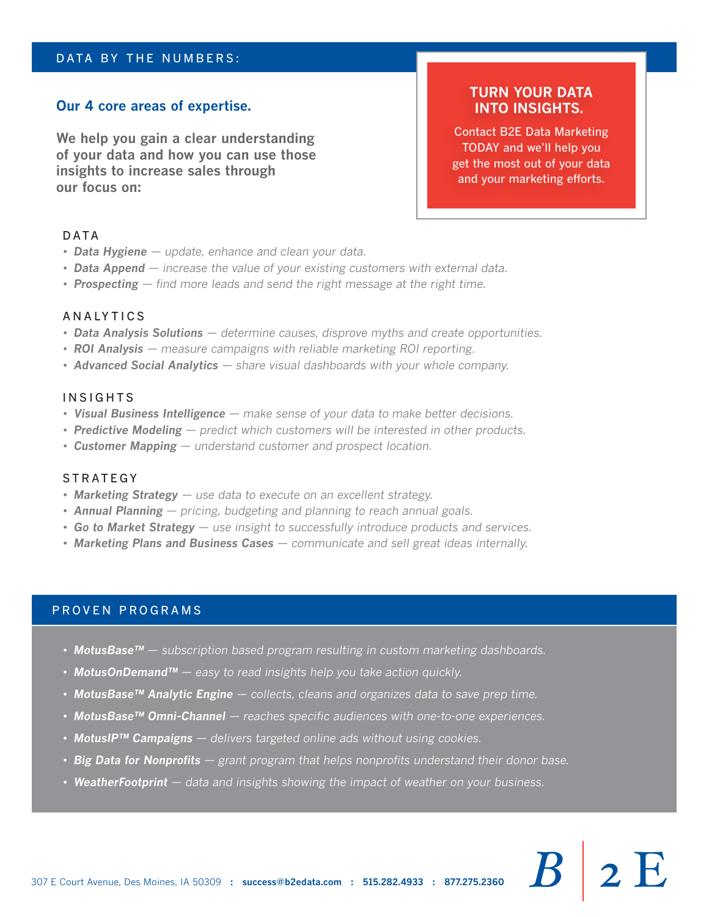## DATA BY THE NUMBERS:

### Our 4 core areas of expertise.

**We help you gain a clear understanding of your data and how you can use those insights to increase sales through our focus on:**

**TURN YOUR DATA INTO INSIGHTS.**

Contact B2E Data Marketing TODAY and we'll help you get the most out of your data and your marketing efforts.

#### DATA

- ***Data Hygiene*** *— update, enhance and clean your data.*
- ***Data Append*** *— increase the value of your existing customers with external data.*
- ***Prospecting*** *— find more leads and send the right message at the right time.*

#### ANALYTICS

- ***Data Analysis Solutions*** *— determine causes, disprove myths and create opportunities.*
- ***ROI Analysis*** *— measure campaigns with reliable marketing ROI reporting.*
- ***Advanced Social Analytics*** *— share visual dashboards with your whole company.*

#### INSIGHTS

- ***Visual Business Intelligence*** *— make sense of your data to make better decisions.*
- ***Predictive Modeling*** *— predict which customers will be interested in other products.*
- ***Customer Mapping*** *— understand customer and prospect location.*

#### STRATEGY

- ***Marketing Strategy*** *— use data to execute on an excellent strategy.*
- ***Annual Planning*** *— pricing, budgeting and planning to reach annual goals.*
- ***Go to Market Strategy*** *— use insight to successfully introduce products and services.*
- ***Marketing Plans and Business Cases*** *— communicate and sell great ideas internally.*

## PROVEN PROGRAMS

- ***MotusBase™*** *— subscription based program resulting in custom marketing dashboards.*
- ***MotusOnDemand™*** *— easy to read insights help you take action quickly.*
- ***MotusBase™ Analytic Engine*** *— collects, cleans and organizes data to save prep time.*
- ***MotusBase™ Omni-Channel*** *— reaches specific audiences with one-to-one experiences.*
- ***MotusIP™ Campaigns*** *— delivers targeted online ads without using cookies.*
- ***Big Data for Nonprofits*** *— grant program that helps nonprofits understand their donor base.*
- ***WeatherFootprint*** *— data and insights showing the impact of weather on your business.*

307 E Court Avenue, Des Moines, IA 50309 : **success@b2edata.com** : **515.282.4933** : **877.275.2360**

B | 2 E